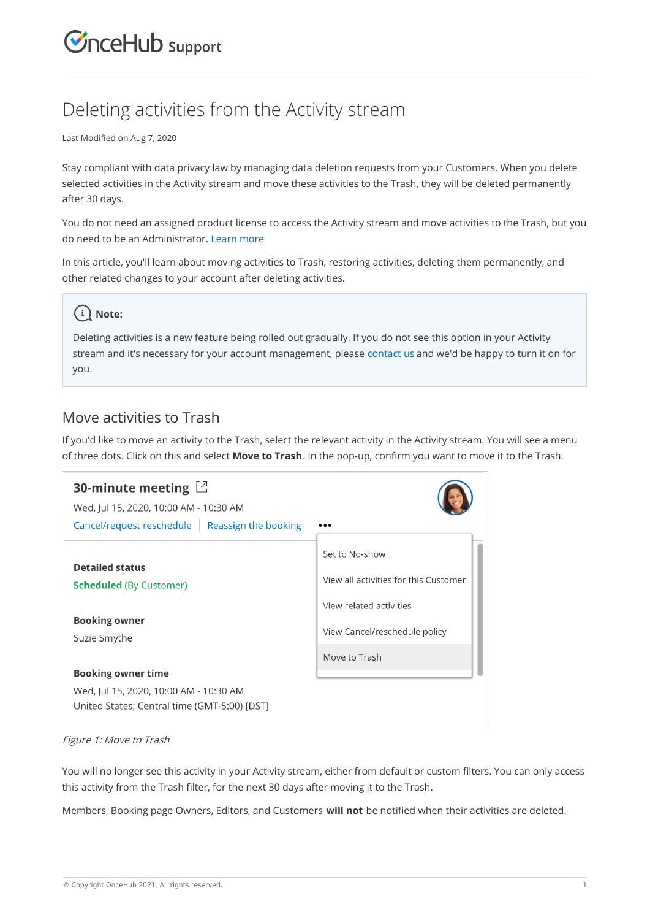# Deleting activities from the Activity stream

Last Modified on Aug 7, 2020

Stay compliant with data privacy law by managing data deletion requests from your Customers. When you delete selected activities in the Activity stream and move these activities to the Trash, they will be deleted permanently after 30 days.

You do not need an assigned product license to access the Activity stream and move activities to the Trash, but you do need to be an Administrator. Learn more

In this article, you'll learn about moving activities to Trash, restoring activities, deleting them permanently, and other related changes to your account after deleting activities.

> **Note:**
>
> Deleting activities is a new feature being rolled out gradually. If you do not see this option in your Activity stream and it's necessary for your account management, please contact us and we'd be happy to turn it on for you.

## Move activities to Trash

If you'd like to move an activity to the Trash, select the relevant activity in the Activity stream. You will see a menu of three dots. Click on this and select **Move to Trash**. In the pop-up, confirm you want to move it to the Trash.

*Figure 1: Move to Trash*

You will no longer see this activity in your Activity stream, either from default or custom filters. You can only access this activity from the Trash filter, for the next 30 days after moving it to the Trash.

Members, Booking page Owners, Editors, and Customers **will not** be notified when their activities are deleted.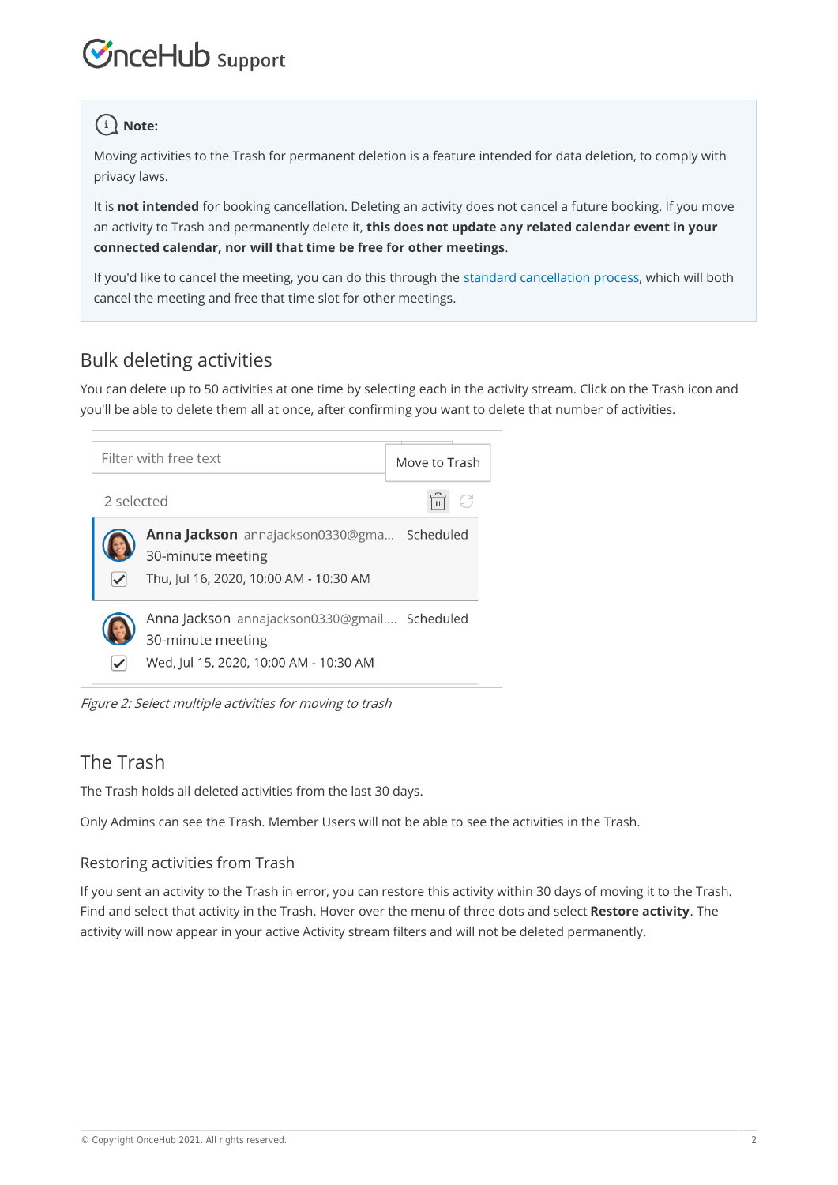> **Note:**
>
> Moving activities to the Trash for permanent deletion is a feature intended for data deletion, to comply with privacy laws.
>
> It is **not intended** for booking cancellation. Deleting an activity does not cancel a future booking. If you move an activity to Trash and permanently delete it, **this does not update any related calendar event in your connected calendar, nor will that time be free for other meetings**.
>
> If you'd like to cancel the meeting, you can do this through the standard cancellation process, which will both cancel the meeting and free that time slot for other meetings.

## Bulk deleting activities

You can delete up to 50 activities at one time by selecting each in the activity stream. Click on the Trash icon and you'll be able to delete them all at once, after confirming you want to delete that number of activities.

*Figure 2: Select multiple activities for moving to trash*

## The Trash

The Trash holds all deleted activities from the last 30 days.

Only Admins can see the Trash. Member Users will not be able to see the activities in the Trash.

### Restoring activities from Trash

If you sent an activity to the Trash in error, you can restore this activity within 30 days of moving it to the Trash. Find and select that activity in the Trash. Hover over the menu of three dots and select **Restore activity**. The activity will now appear in your active Activity stream filters and will not be deleted permanently.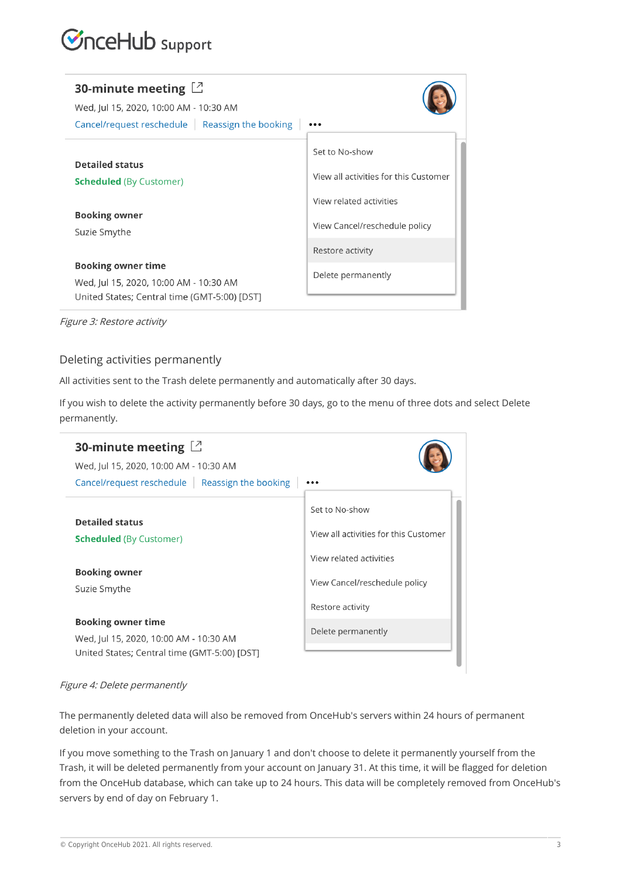*Figure 3: Restore activity*

## Deleting activities permanently

All activities sent to the Trash delete permanently and automatically after 30 days.

If you wish to delete the activity permanently before 30 days, go to the menu of three dots and select Delete permanently.

*Figure 4: Delete permanently*

The permanently deleted data will also be removed from OnceHub's servers within 24 hours of permanent deletion in your account.

If you move something to the Trash on January 1 and don't choose to delete it permanently yourself from the Trash, it will be deleted permanently from your account on January 31. At this time, it will be flagged for deletion from the OnceHub database, which can take up to 24 hours. This data will be completely removed from OnceHub's servers by end of day on February 1.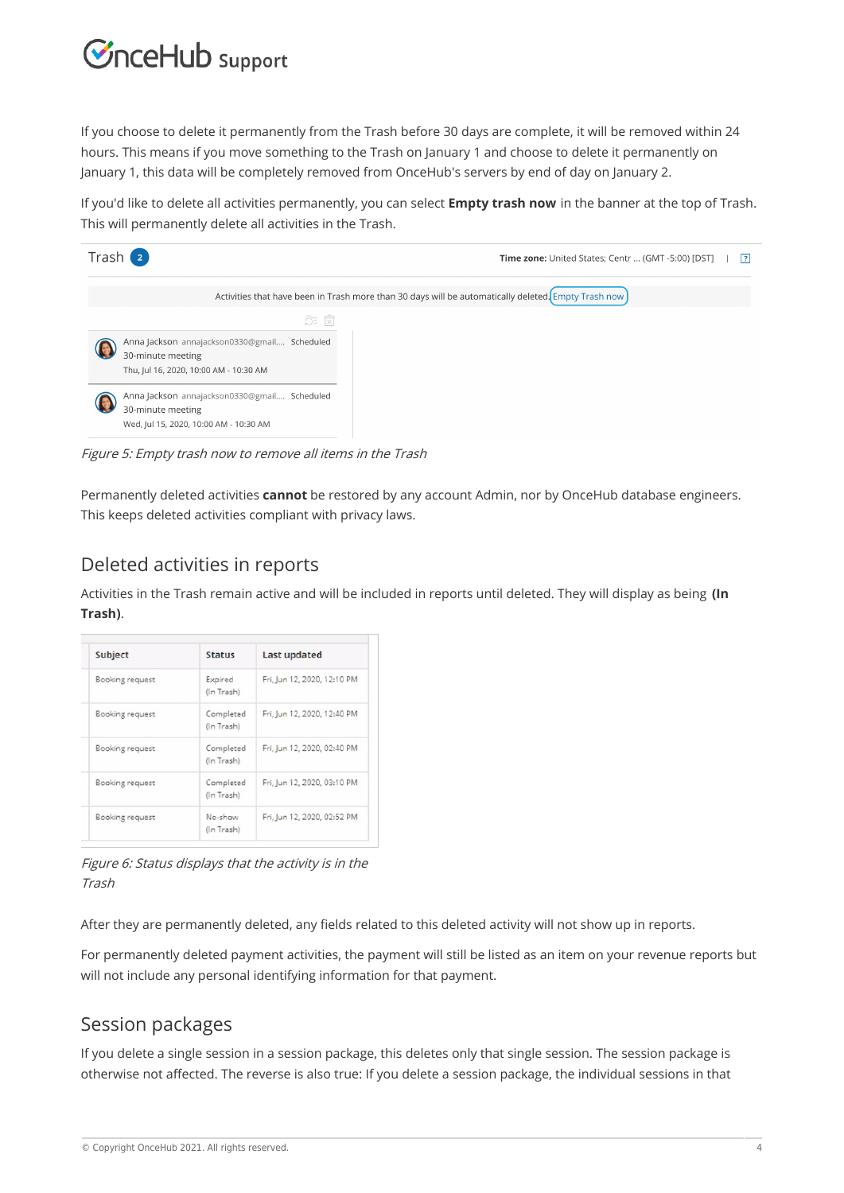If you choose to delete it permanently from the Trash before 30 days are complete, it will be removed within 24 hours. This means if you move something to the Trash on January 1 and choose to delete it permanently on January 1, this data will be completely removed from OnceHub's servers by end of day on January 2.

If you'd like to delete all activities permanently, you can select **Empty trash now** in the banner at the top of Trash. This will permanently delete all activities in the Trash.

*Figure 5: Empty trash now to remove all items in the Trash*

Permanently deleted activities **cannot** be restored by any account Admin, nor by OnceHub database engineers. This keeps deleted activities compliant with privacy laws.

## Deleted activities in reports

Activities in the Trash remain active and will be included in reports until deleted. They will display as being **(In Trash)**.

| Subject | Status | Last updated |
|---|---|---|
| Booking request | Expired (In Trash) | Fri, Jun 12, 2020, 12:10 PM |
| Booking request | Completed (In Trash) | Fri, Jun 12, 2020, 12:40 PM |
| Booking request | Completed (In Trash) | Fri, Jun 12, 2020, 02:40 PM |
| Booking request | Completed (In Trash) | Fri, Jun 12, 2020, 03:10 PM |
| Booking request | No-show (In Trash) | Fri, Jun 12, 2020, 02:52 PM |

*Figure 6: Status displays that the activity is in the Trash*

After they are permanently deleted, any fields related to this deleted activity will not show up in reports.

For permanently deleted payment activities, the payment will still be listed as an item on your revenue reports but will not include any personal identifying information for that payment.

## Session packages

If you delete a single session in a session package, this deletes only that single session. The session package is otherwise not affected. The reverse is also true: If you delete a session package, the individual sessions in that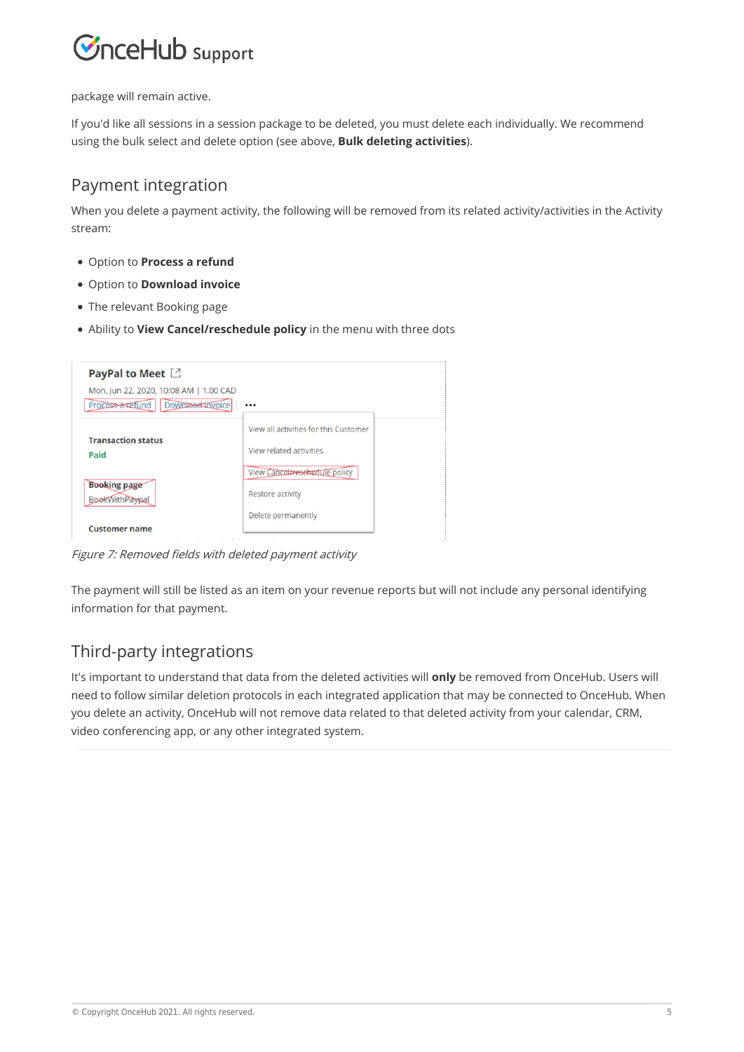package will remain active.

If you'd like all sessions in a session package to be deleted, you must delete each individually. We recommend using the bulk select and delete option (see above, **Bulk deleting activities**).

## Payment integration

When you delete a payment activity, the following will be removed from its related activity/activities in the Activity stream:

- Option to **Process a refund**
- Option to **Download invoice**
- The relevant Booking page
- Ability to **View Cancel/reschedule policy** in the menu with three dots

*Figure 7: Removed fields with deleted payment activity*

The payment will still be listed as an item on your revenue reports but will not include any personal identifying information for that payment.

## Third-party integrations

It's important to understand that data from the deleted activities will **only** be removed from OnceHub. Users will need to follow similar deletion protocols in each integrated application that may be connected to OnceHub. When you delete an activity, OnceHub will not remove data related to that deleted activity from your calendar, CRM, video conferencing app, or any other integrated system.